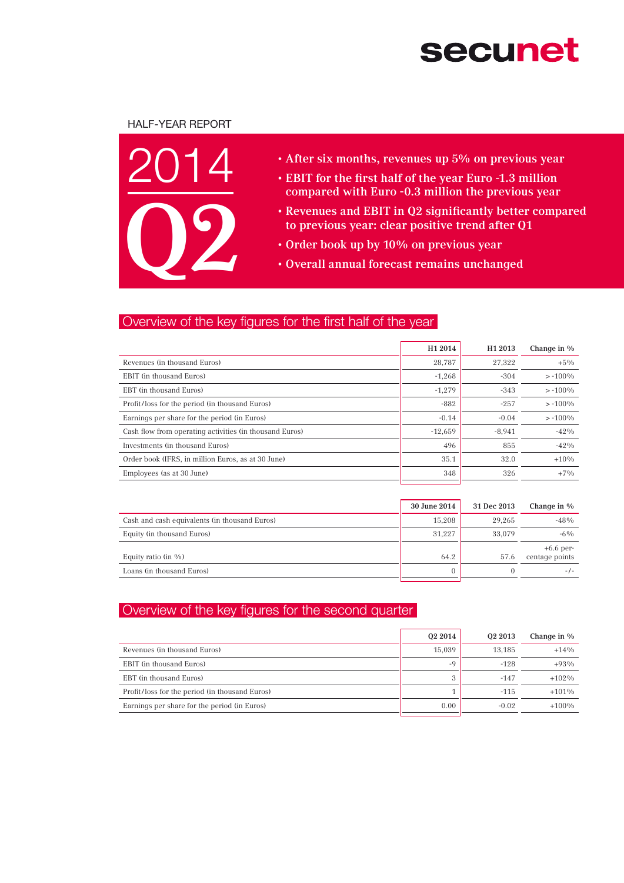secunet

HALF-YEAR REPORT

# 2014 Q2

- After six months, revenues up 5% on previous year
- EBIT for the first half of the year Euro -1.3 million compared with Euro -0.3 million the previous year
- Revenues and EBIT in Q2 significantly better compared to previous year: clear positive trend after Q1
- Order book up by 10% on previous year
- Overall annual forecast remains unchanged

## Overview of the key figures for the first half of the year

| | H1 2014 | H1 2013 | Change in % |
|---|---|---|---|
| Revenues (in thousand Euros) | 28,787 | 27,322 | +5% |
| EBIT (in thousand Euros) | -1,268 | -304 | > -100% |
| EBT (in thousand Euros) | -1,279 | -343 | > -100% |
| Profit/loss for the period (in thousand Euros) | -882 | -257 | > -100% |
| Earnings per share for the period (in Euros) | -0.14 | -0.04 | > -100% |
| Cash flow from operating activities (in thousand Euros) | -12,659 | -8,941 | -42% |
| Investments (in thousand Euros) | 496 | 855 | -42% |
| Order book (IFRS, in million Euros, as at 30 June) | 35.1 | 32.0 | +10% |
| Employees (as at 30 June) | 348 | 326 | +7% |

| | 30 June 2014 | 31 Dec 2013 | Change in % |
|---|---|---|---|
| Cash and cash equivalents (in thousand Euros) | 15,208 | 29,265 | -48% |
| Equity (in thousand Euros) | 31,227 | 33,079 | -6% |
| Equity ratio (in %) | 64.2 | 57.6 | +6.6 percentage points |
| Loans (in thousand Euros) | 0 | 0 | -/- |

## Overview of the key figures for the second quarter

| | Q2 2014 | Q2 2013 | Change in % |
|---|---|---|---|
| Revenues (in thousand Euros) | 15,039 | 13,185 | +14% |
| EBIT (in thousand Euros) | -9 | -128 | +93% |
| EBT (in thousand Euros) | 3 | -147 | +102% |
| Profit/loss for the period (in thousand Euros) | 1 | -115 | +101% |
| Earnings per share for the period (in Euros) | 0.00 | -0.02 | +100% |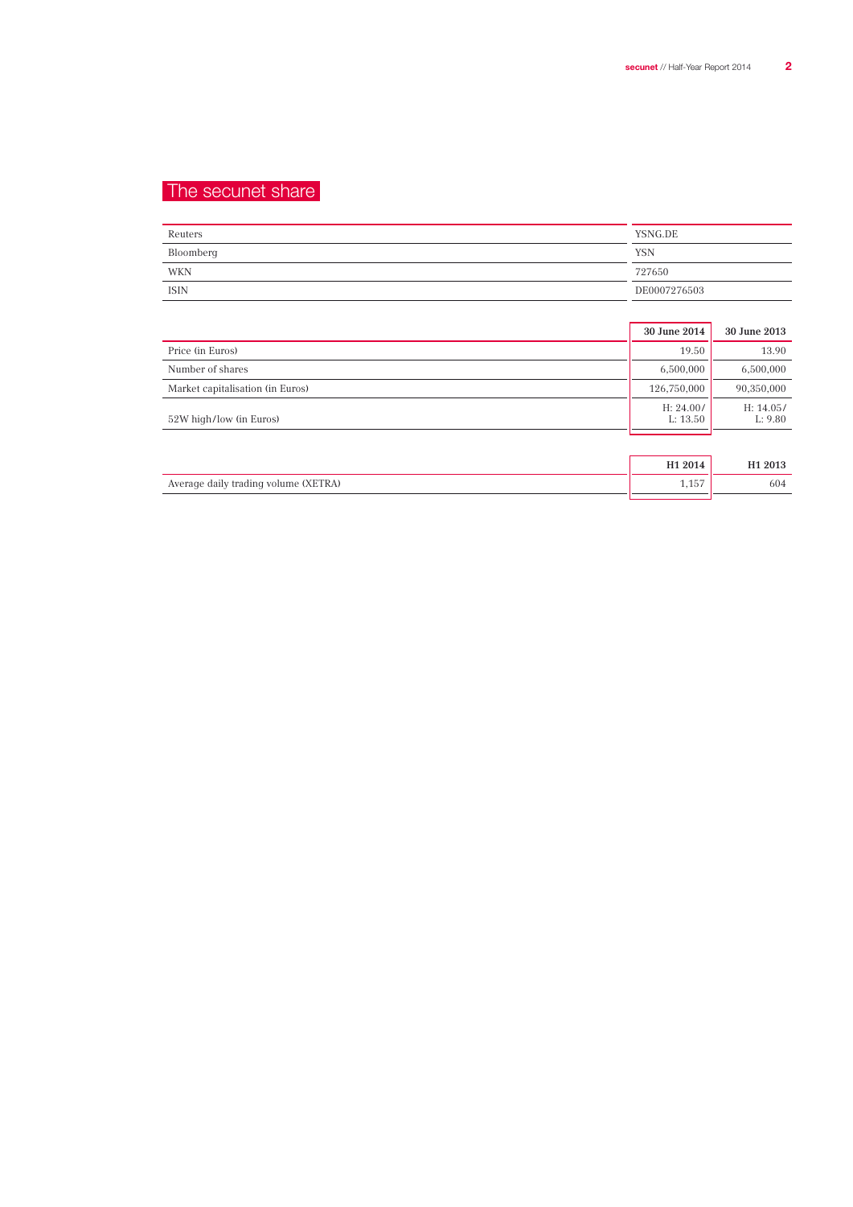# The secunet share

| | |
|---|---|
| Reuters | YSNG.DE |
| Bloomberg | YSN |
| WKN | 727650 |
| ISIN | DE0007276503 |

| | 30 June 2014 | 30 June 2013 |
|---|---|---|
| Price (in Euros) | 19.50 | 13.90 |
| Number of shares | 6,500,000 | 6,500,000 |
| Market capitalisation (in Euros) | 126,750,000 | 90,350,000 |
| 52W high/low (in Euros) | H: 24.00/ L: 13.50 | H: 14.05/ L: 9.80 |

| | H1 2014 | H1 2013 |
|---|---|---|
| Average daily trading volume (XETRA) | 1,157 | 604 |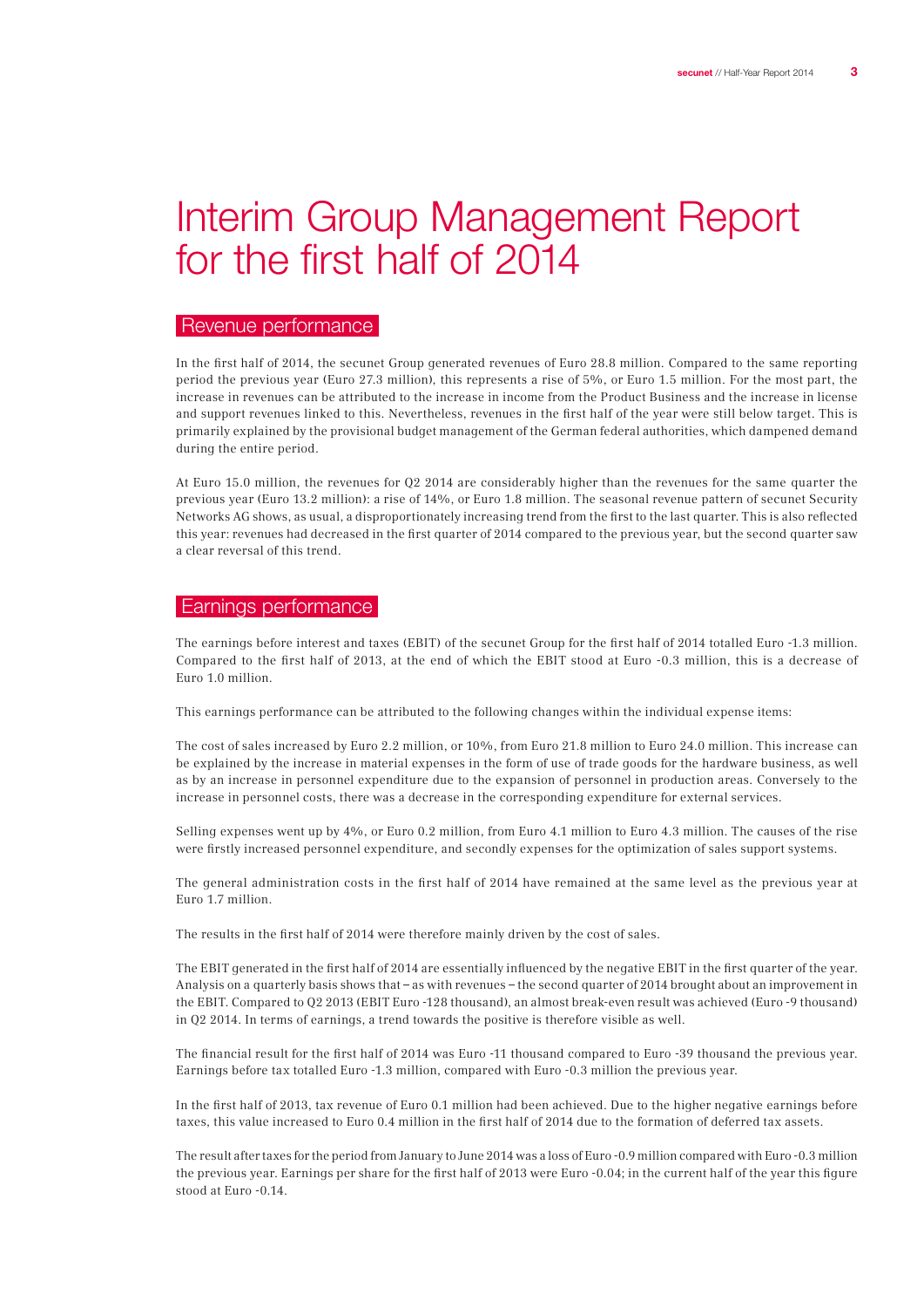# Interim Group Management Report for the first half of 2014

## Revenue performance

In the first half of 2014, the secunet Group generated revenues of Euro 28.8 million. Compared to the same reporting period the previous year (Euro 27.3 million), this represents a rise of 5%, or Euro 1.5 million. For the most part, the increase in revenues can be attributed to the increase in income from the Product Business and the increase in license and support revenues linked to this. Nevertheless, revenues in the first half of the year were still below target. This is primarily explained by the provisional budget management of the German federal authorities, which dampened demand during the entire period.

At Euro 15.0 million, the revenues for Q2 2014 are considerably higher than the revenues for the same quarter the previous year (Euro 13.2 million): a rise of 14%, or Euro 1.8 million. The seasonal revenue pattern of secunet Security Networks AG shows, as usual, a disproportionately increasing trend from the first to the last quarter. This is also reflected this year: revenues had decreased in the first quarter of 2014 compared to the previous year, but the second quarter saw a clear reversal of this trend.

## Earnings performance

The earnings before interest and taxes (EBIT) of the secunet Group for the first half of 2014 totalled Euro -1.3 million. Compared to the first half of 2013, at the end of which the EBIT stood at Euro -0.3 million, this is a decrease of Euro 1.0 million.

This earnings performance can be attributed to the following changes within the individual expense items:

The cost of sales increased by Euro 2.2 million, or 10%, from Euro 21.8 million to Euro 24.0 million. This increase can be explained by the increase in material expenses in the form of use of trade goods for the hardware business, as well as by an increase in personnel expenditure due to the expansion of personnel in production areas. Conversely to the increase in personnel costs, there was a decrease in the corresponding expenditure for external services.

Selling expenses went up by 4%, or Euro 0.2 million, from Euro 4.1 million to Euro 4.3 million. The causes of the rise were firstly increased personnel expenditure, and secondly expenses for the optimization of sales support systems.

The general administration costs in the first half of 2014 have remained at the same level as the previous year at Euro 1.7 million.

The results in the first half of 2014 were therefore mainly driven by the cost of sales.

The EBIT generated in the first half of 2014 are essentially influenced by the negative EBIT in the first quarter of the year. Analysis on a quarterly basis shows that – as with revenues – the second quarter of 2014 brought about an improvement in the EBIT. Compared to Q2 2013 (EBIT Euro -128 thousand), an almost break-even result was achieved (Euro -9 thousand) in Q2 2014. In terms of earnings, a trend towards the positive is therefore visible as well.

The financial result for the first half of 2014 was Euro -11 thousand compared to Euro -39 thousand the previous year. Earnings before tax totalled Euro -1.3 million, compared with Euro -0.3 million the previous year.

In the first half of 2013, tax revenue of Euro 0.1 million had been achieved. Due to the higher negative earnings before taxes, this value increased to Euro 0.4 million in the first half of 2014 due to the formation of deferred tax assets.

The result after taxes for the period from January to June 2014 was a loss of Euro -0.9 million compared with Euro -0.3 million the previous year. Earnings per share for the first half of 2013 were Euro -0.04; in the current half of the year this figure stood at Euro -0.14.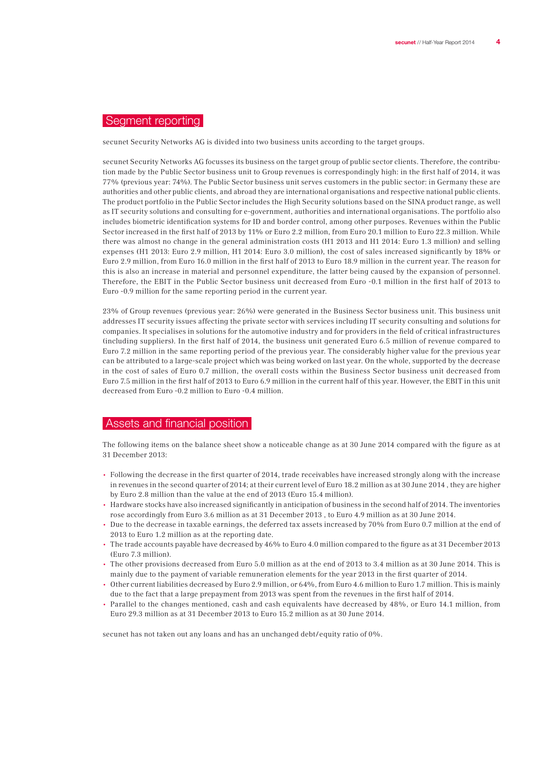## Segment reporting

secunet Security Networks AG is divided into two business units according to the target groups.

secunet Security Networks AG focusses its business on the target group of public sector clients. Therefore, the contribution made by the Public Sector business unit to Group revenues is correspondingly high: in the first half of 2014, it was 77% (previous year: 74%). The Public Sector business unit serves customers in the public sector: in Germany these are authorities and other public clients, and abroad they are international organisations and respective national public clients. The product portfolio in the Public Sector includes the High Security solutions based on the SINA product range, as well as IT security solutions and consulting for e-government, authorities and international organisations. The portfolio also includes biometric identification systems for ID and border control, among other purposes. Revenues within the Public Sector increased in the first half of 2013 by 11% or Euro 2.2 million, from Euro 20.1 million to Euro 22.3 million. While there was almost no change in the general administration costs (H1 2013 and H1 2014: Euro 1.3 million) and selling expenses (H1 2013: Euro 2.9 million, H1 2014: Euro 3.0 million), the cost of sales increased significantly by 18% or Euro 2.9 million, from Euro 16.0 million in the first half of 2013 to Euro 18.9 million in the current year. The reason for this is also an increase in material and personnel expenditure, the latter being caused by the expansion of personnel. Therefore, the EBIT in the Public Sector business unit decreased from Euro -0.1 million in the first half of 2013 to Euro -0.9 million for the same reporting period in the current year.

23% of Group revenues (previous year: 26%) were generated in the Business Sector business unit. This business unit addresses IT security issues affecting the private sector with services including IT security consulting and solutions for companies. It specialises in solutions for the automotive industry and for providers in the field of critical infrastructures (including suppliers). In the first half of 2014, the business unit generated Euro 6.5 million of revenue compared to Euro 7.2 million in the same reporting period of the previous year. The considerably higher value for the previous year can be attributed to a large-scale project which was being worked on last year. On the whole, supported by the decrease in the cost of sales of Euro 0.7 million, the overall costs within the Business Sector business unit decreased from Euro 7.5 million in the first half of 2013 to Euro 6.9 million in the current half of this year. However, the EBIT in this unit decreased from Euro -0.2 million to Euro -0.4 million.

## Assets and financial position

The following items on the balance sheet show a noticeable change as at 30 June 2014 compared with the figure as at 31 December 2013:

- Following the decrease in the first quarter of 2014, trade receivables have increased strongly along with the increase in revenues in the second quarter of 2014; at their current level of Euro 18.2 million as at 30 June 2014 , they are higher by Euro 2.8 million than the value at the end of 2013 (Euro 15.4 million).
- Hardware stocks have also increased significantly in anticipation of business in the second half of 2014. The inventories rose accordingly from Euro 3.6 million as at 31 December 2013 , to Euro 4.9 million as at 30 June 2014.
- Due to the decrease in taxable earnings, the deferred tax assets increased by 70% from Euro 0.7 million at the end of 2013 to Euro 1.2 million as at the reporting date.
- The trade accounts payable have decreased by 46% to Euro 4.0 million compared to the figure as at 31 December 2013 (Euro 7.3 million).
- The other provisions decreased from Euro 5.0 million as at the end of 2013 to 3.4 million as at 30 June 2014. This is mainly due to the payment of variable remuneration elements for the year 2013 in the first quarter of 2014.
- Other current liabilities decreased by Euro 2.9 million, or 64%, from Euro 4.6 million to Euro 1.7 million. This is mainly due to the fact that a large prepayment from 2013 was spent from the revenues in the first half of 2014.
- Parallel to the changes mentioned, cash and cash equivalents have decreased by 48%, or Euro 14.1 million, from Euro 29.3 million as at 31 December 2013 to Euro 15.2 million as at 30 June 2014.

secunet has not taken out any loans and has an unchanged debt/equity ratio of 0%.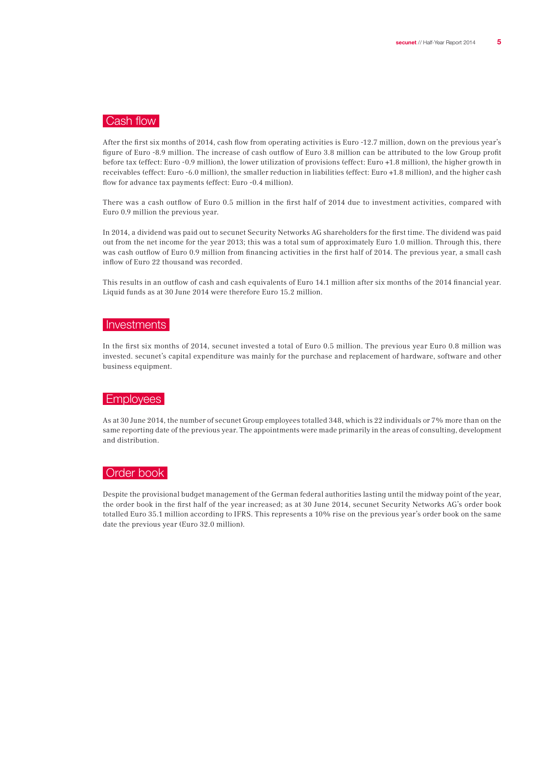## Cash flow

After the first six months of 2014, cash flow from operating activities is Euro -12.7 million, down on the previous year's figure of Euro -8.9 million. The increase of cash outflow of Euro 3.8 million can be attributed to the low Group profit before tax (effect: Euro -0.9 million), the lower utilization of provisions (effect: Euro +1.8 million), the higher growth in receivables (effect: Euro -6.0 million), the smaller reduction in liabilities (effect: Euro +1.8 million), and the higher cash flow for advance tax payments (effect: Euro -0.4 million).

There was a cash outflow of Euro 0.5 million in the first half of 2014 due to investment activities, compared with Euro 0.9 million the previous year.

In 2014, a dividend was paid out to secunet Security Networks AG shareholders for the first time. The dividend was paid out from the net income for the year 2013; this was a total sum of approximately Euro 1.0 million. Through this, there was cash outflow of Euro 0.9 million from financing activities in the first half of 2014. The previous year, a small cash inflow of Euro 22 thousand was recorded.

This results in an outflow of cash and cash equivalents of Euro 14.1 million after six months of the 2014 financial year. Liquid funds as at 30 June 2014 were therefore Euro 15.2 million.

## Investments

In the first six months of 2014, secunet invested a total of Euro 0.5 million. The previous year Euro 0.8 million was invested. secunet's capital expenditure was mainly for the purchase and replacement of hardware, software and other business equipment.

## Employees

As at 30 June 2014, the number of secunet Group employees totalled 348, which is 22 individuals or 7% more than on the same reporting date of the previous year. The appointments were made primarily in the areas of consulting, development and distribution.

## Order book

Despite the provisional budget management of the German federal authorities lasting until the midway point of the year, the order book in the first half of the year increased; as at 30 June 2014, secunet Security Networks AG's order book totalled Euro 35.1 million according to IFRS. This represents a 10% rise on the previous year's order book on the same date the previous year (Euro 32.0 million).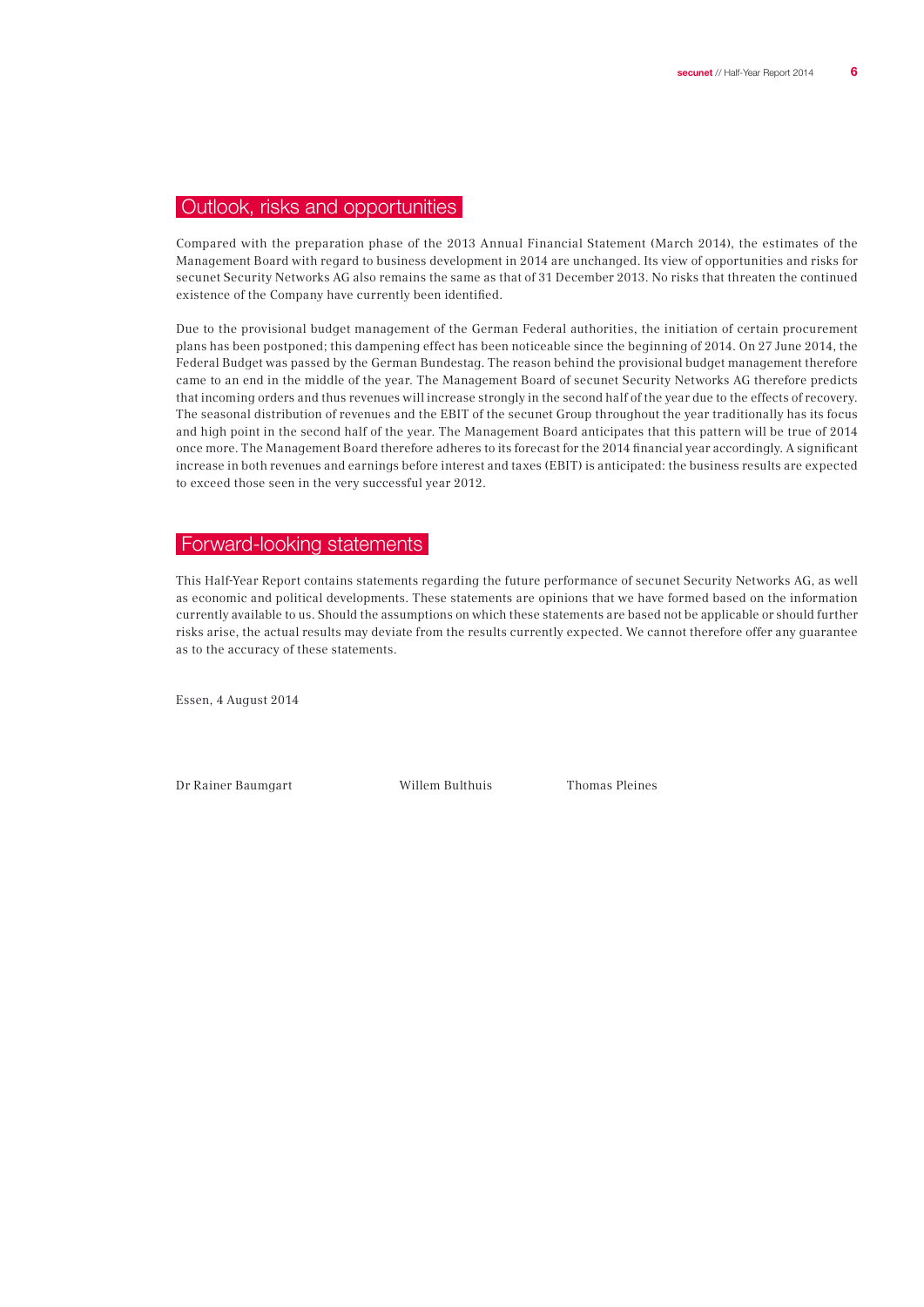## Outlook, risks and opportunities

Compared with the preparation phase of the 2013 Annual Financial Statement (March 2014), the estimates of the Management Board with regard to business development in 2014 are unchanged. Its view of opportunities and risks for secunet Security Networks AG also remains the same as that of 31 December 2013. No risks that threaten the continued existence of the Company have currently been identified.

Due to the provisional budget management of the German Federal authorities, the initiation of certain procurement plans has been postponed; this dampening effect has been noticeable since the beginning of 2014. On 27 June 2014, the Federal Budget was passed by the German Bundestag. The reason behind the provisional budget management therefore came to an end in the middle of the year. The Management Board of secunet Security Networks AG therefore predicts that incoming orders and thus revenues will increase strongly in the second half of the year due to the effects of recovery. The seasonal distribution of revenues and the EBIT of the secunet Group throughout the year traditionally has its focus and high point in the second half of the year. The Management Board anticipates that this pattern will be true of 2014 once more. The Management Board therefore adheres to its forecast for the 2014 financial year accordingly. A significant increase in both revenues and earnings before interest and taxes (EBIT) is anticipated: the business results are expected to exceed those seen in the very successful year 2012.

## Forward-looking statements

This Half-Year Report contains statements regarding the future performance of secunet Security Networks AG, as well as economic and political developments. These statements are opinions that we have formed based on the information currently available to us. Should the assumptions on which these statements are based not be applicable or should further risks arise, the actual results may deviate from the results currently expected. We cannot therefore offer any guarantee as to the accuracy of these statements.

Essen, 4 August 2014

Dr Rainer Baumgart  Willem Bulthuis  Thomas Pleines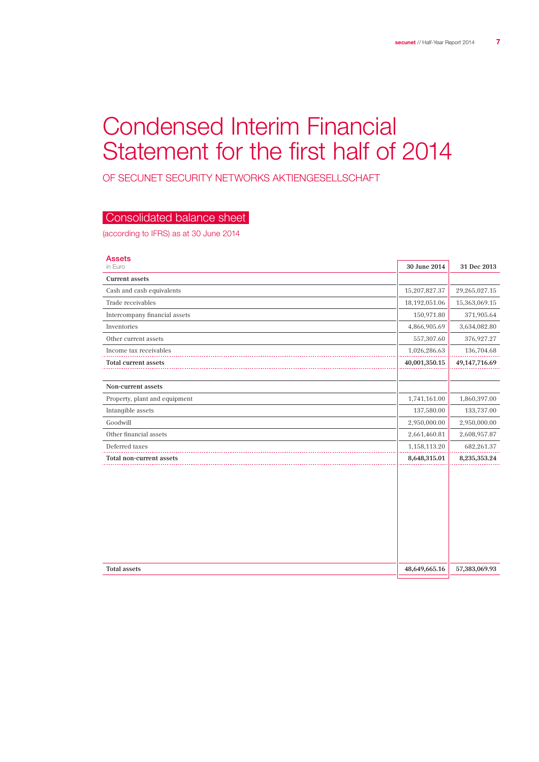# Condensed Interim Financial Statement for the first half of 2014

OF SECUNET SECURITY NETWORKS AKTIENGESELLSCHAFT

## Consolidated balance sheet

(according to IFRS) as at 30 June 2014

| Assets<br>in Euro | 30 June 2014 | 31 Dec 2013 |
|---|---|---|
| **Current assets** | | |
| Cash and cash equivalents | 15,207,827.37 | 29,265,027.15 |
| Trade receivables | 18,192,051.06 | 15,363,069.15 |
| Intercompany financial assets | 150,971.80 | 371,905.64 |
| Inventories | 4,866,905.69 | 3,634,082.80 |
| Other current assets | 557,307.60 | 376,927.27 |
| Income tax receivables | 1,026,286.63 | 136,704.68 |
| **Total current assets** | **40,001,350.15** | **49,147,716.69** |
| | | |
| Non-current assets | | |
| Property, plant and equipment | 1,741,161.00 | 1,860,397.00 |
| Intangible assets | 137,580.00 | 133,737.00 |
| Goodwill | 2,950,000.00 | 2,950,000.00 |
| Other financial assets | 2,661,460.81 | 2,608,957.87 |
| Deferred taxes | 1,158,113.20 | 682,261.37 |
| **Total non-current assets** | **8,648,315.01** | **8,235,353.24** |
| | | |
| **Total assets** | **48,649,665.16** | **57,383,069.93** |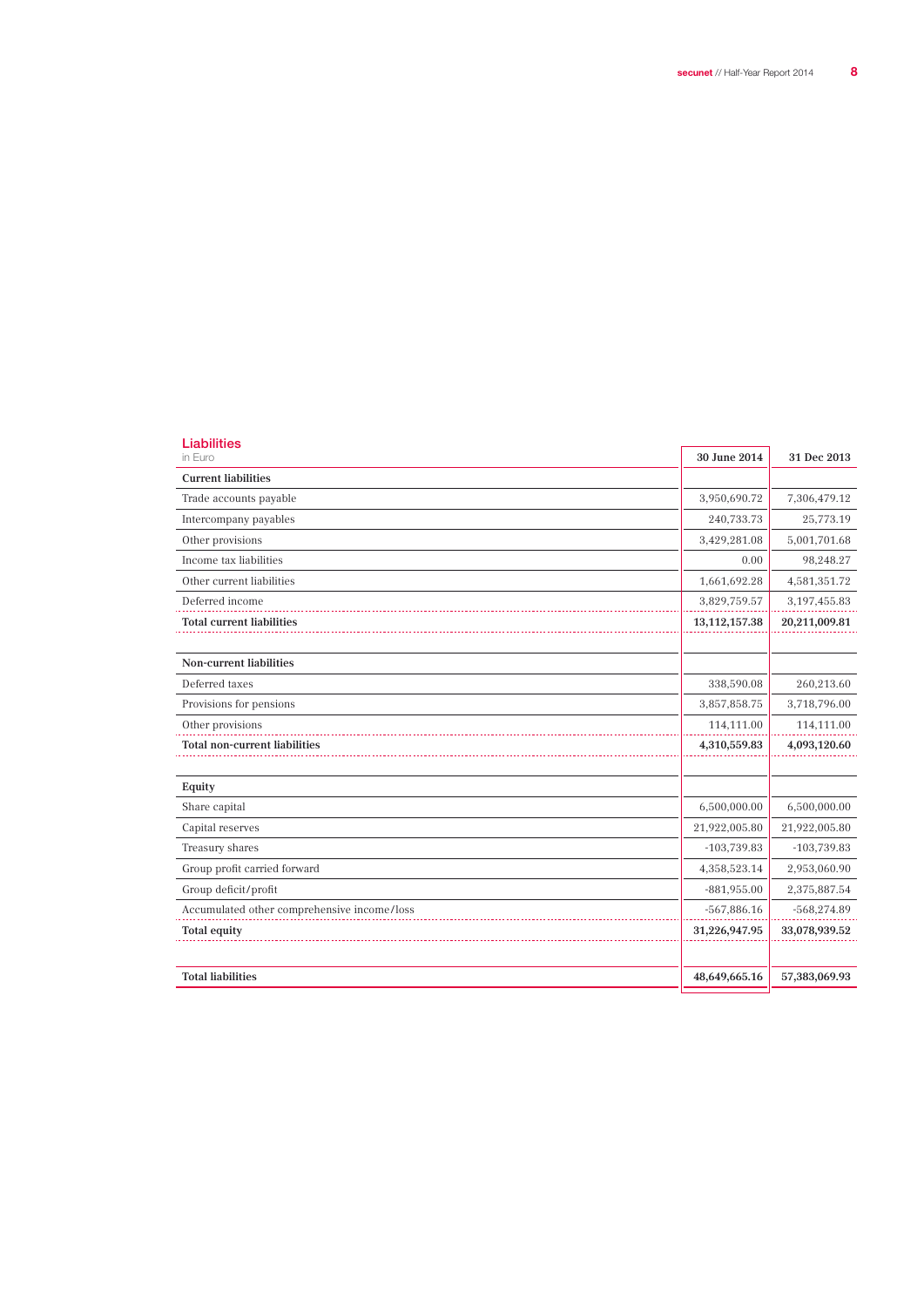## Liabilities

in Euro

| | 30 June 2014 | 31 Dec 2013 |
|---|---|---|
| **Current liabilities** | | |
| Trade accounts payable | 3,950,690.72 | 7,306,479.12 |
| Intercompany payables | 240,733.73 | 25,773.19 |
| Other provisions | 3,429,281.08 | 5,001,701.68 |
| Income tax liabilities | 0.00 | 98,248.27 |
| Other current liabilities | 1,661,692.28 | 4,581,351.72 |
| Deferred income | 3,829,759.57 | 3,197,455.83 |
| **Total current liabilities** | **13,112,157.38** | **20,211,009.81** |
| | | |
| **Non-current liabilities** | | |
| Deferred taxes | 338,590.08 | 260,213.60 |
| Provisions for pensions | 3,857,858.75 | 3,718,796.00 |
| Other provisions | 114,111.00 | 114,111.00 |
| **Total non-current liabilities** | **4,310,559.83** | **4,093,120.60** |
| | | |
| **Equity** | | |
| Share capital | 6,500,000.00 | 6,500,000.00 |
| Capital reserves | 21,922,005.80 | 21,922,005.80 |
| Treasury shares | -103,739.83 | -103,739.83 |
| Group profit carried forward | 4,358,523.14 | 2,953,060.90 |
| Group deficit/profit | -881,955.00 | 2,375,887.54 |
| Accumulated other comprehensive income/loss | -567,886.16 | -568,274.89 |
| **Total equity** | **31,226,947.95** | **33,078,939.52** |
| | | |
| **Total liabilities** | **48,649,665.16** | **57,383,069.93** |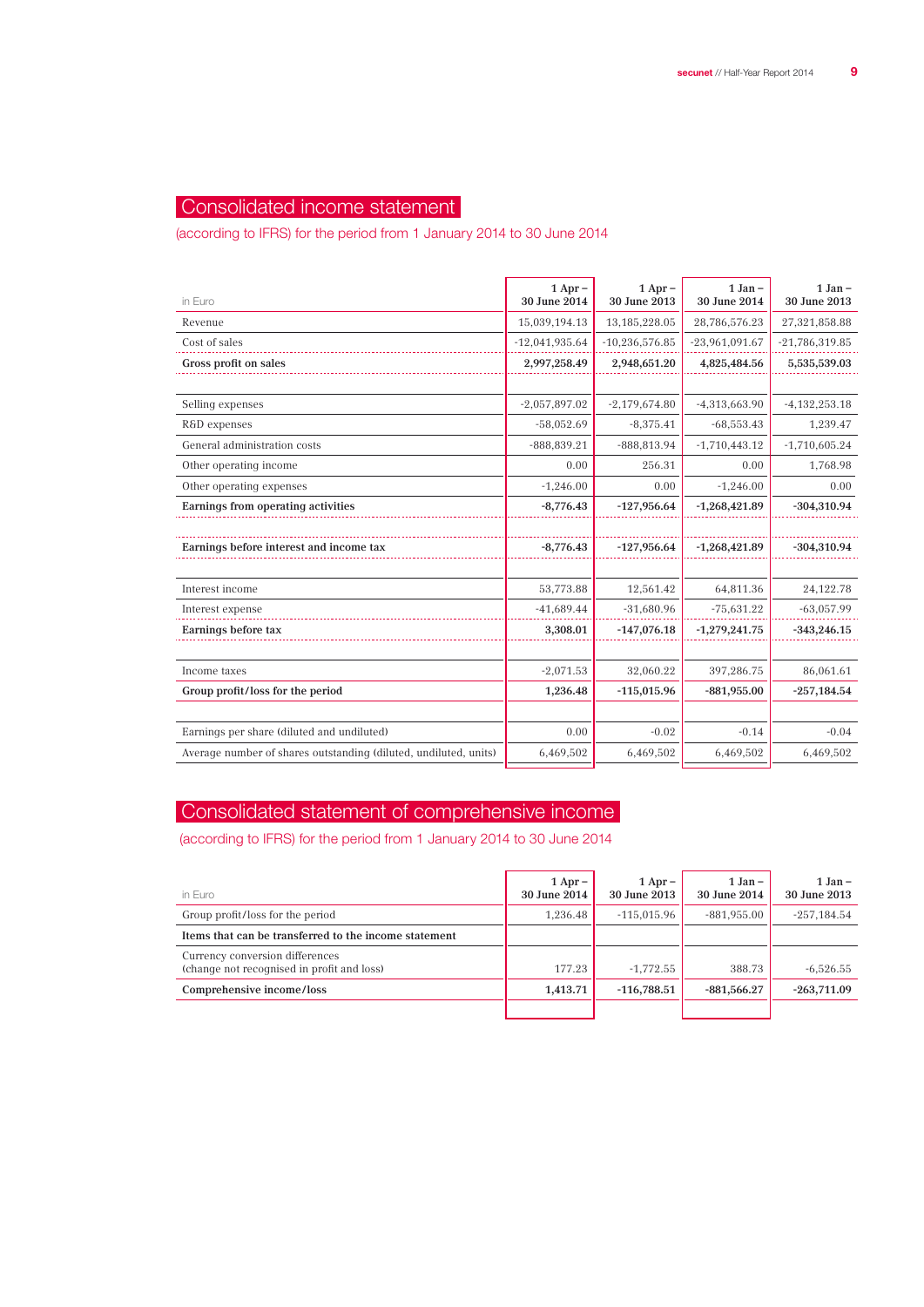# Consolidated income statement

(according to IFRS) for the period from 1 January 2014 to 30 June 2014

| in Euro | 1 Apr – 30 June 2014 | 1 Apr – 30 June 2013 | 1 Jan – 30 June 2014 | 1 Jan – 30 June 2013 |
|---|---|---|---|---|
| Revenue | 15,039,194.13 | 13,185,228.05 | 28,786,576.23 | 27,321,858.88 |
| Cost of sales | -12,041,935.64 | -10,236,576.85 | -23,961,091.67 | -21,786,319.85 |
| **Gross profit on sales** | **2,997,258.49** | **2,948,651.20** | **4,825,484.56** | **5,535,539.03** |
| | | | | |
| Selling expenses | -2,057,897.02 | -2,179,674.80 | -4,313,663.90 | -4,132,253.18 |
| R&D expenses | -58,052.69 | -8,375.41 | -68,553.43 | 1,239.47 |
| General administration costs | -888,839.21 | -888,813.94 | -1,710,443.12 | -1,710,605.24 |
| Other operating income | 0.00 | 256.31 | 0.00 | 1,768.98 |
| Other operating expenses | -1,246.00 | 0.00 | -1,246.00 | 0.00 |
| **Earnings from operating activities** | **-8,776.43** | **-127,956.64** | **-1,268,421.89** | **-304,310.94** |
| | | | | |
| **Earnings before interest and income tax** | **-8,776.43** | **-127,956.64** | **-1,268,421.89** | **-304,310.94** |
| | | | | |
| Interest income | 53,773.88 | 12,561.42 | 64,811.36 | 24,122.78 |
| Interest expense | -41,689.44 | -31,680.96 | -75,631.22 | -63,057.99 |
| **Earnings before tax** | **3,308.01** | **-147,076.18** | **-1,279,241.75** | **-343,246.15** |
| | | | | |
| Income taxes | -2,071.53 | 32,060.22 | 397,286.75 | 86,061.61 |
| **Group profit/loss for the period** | **1,236.48** | **-115,015.96** | **-881,955.00** | **-257,184.54** |
| | | | | |
| Earnings per share (diluted and undiluted) | 0.00 | -0.02 | -0.14 | -0.04 |
| Average number of shares outstanding (diluted, undiluted, units) | 6,469,502 | 6,469,502 | 6,469,502 | 6,469,502 |

# Consolidated statement of comprehensive income

(according to IFRS) for the period from 1 January 2014 to 30 June 2014

| in Euro | 1 Apr – 30 June 2014 | 1 Apr – 30 June 2013 | 1 Jan – 30 June 2014 | 1 Jan – 30 June 2013 |
|---|---|---|---|---|
| Group profit/loss for the period | 1,236.48 | -115,015.96 | -881,955.00 | -257,184.54 |
| **Items that can be transferred to the income statement** | | | | |
| Currency conversion differences (change not recognised in profit and loss) | 177.23 | -1,772.55 | 388.73 | -6,526.55 |
| **Comprehensive income/loss** | **1,413.71** | **-116,788.51** | **-881,566.27** | **-263,711.09** |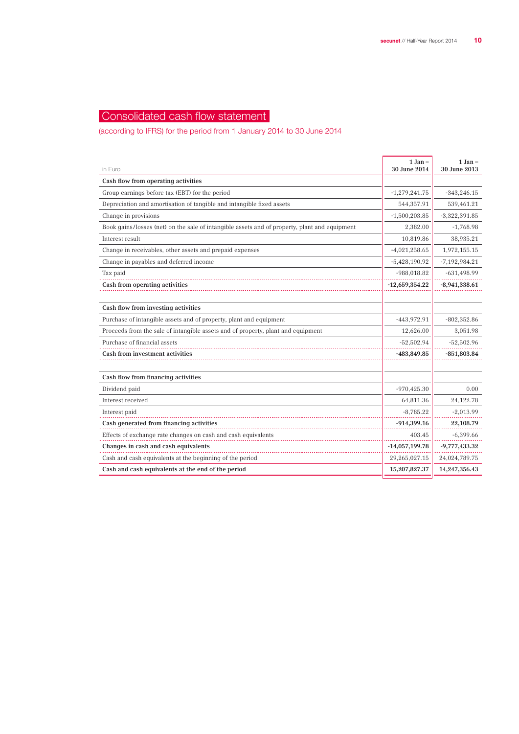# Consolidated cash flow statement

(according to IFRS) for the period from 1 January 2014 to 30 June 2014

| in Euro | 1 Jan – 30 June 2014 | 1 Jan – 30 June 2013 |
|---|---|---|
| **Cash flow from operating activities** | | |
| Group earnings before tax (EBT) for the period | -1,279,241.75 | -343,246.15 |
| Depreciation and amortisation of tangible and intangible fixed assets | 544,357.91 | 539,461.21 |
| Change in provisions | -1,500,203.85 | -3,322,391.85 |
| Book gains/losses (net) on the sale of intangible assets and of property, plant and equipment | 2,382.00 | -1,768.98 |
| Interest result | 10,819.86 | 38,935.21 |
| Change in receivables, other assets and prepaid expenses | -4,021,258.65 | 1,972,155.15 |
| Change in payables and deferred income | -5,428,190.92 | -7,192,984.21 |
| Tax paid | -988,018.82 | -631,498.99 |
| **Cash from operating activities** | **-12,659,354.22** | **-8,941,338.61** |
| | | |
| **Cash flow from investing activities** | | |
| Purchase of intangible assets and of property, plant and equipment | -443,972.91 | -802,352.86 |
| Proceeds from the sale of intangible assets and of property, plant and equipment | 12,626.00 | 3,051.98 |
| Purchase of financial assets | -52,502.94 | -52,502.96 |
| **Cash from investment activities** | **-483,849.85** | **-851,803.84** |
| | | |
| **Cash flow from financing activities** | | |
| Dividend paid | -970,425.30 | 0.00 |
| Interest received | 64,811.36 | 24,122.78 |
| Interest paid | -8,785.22 | -2,013.99 |
| **Cash generated from financing activities** | **-914,399.16** | **22,108.79** |
| Effects of exchange rate changes on cash and cash equivalents | 403.45 | -6,399.66 |
| **Changes in cash and cash equivalents** | **-14,057,199.78** | **-9,777,433.32** |
| Cash and cash equivalents at the beginning of the period | 29,265,027.15 | 24,024,789.75 |
| **Cash and cash equivalents at the end of the period** | **15,207,827.37** | **14,247,356.43** |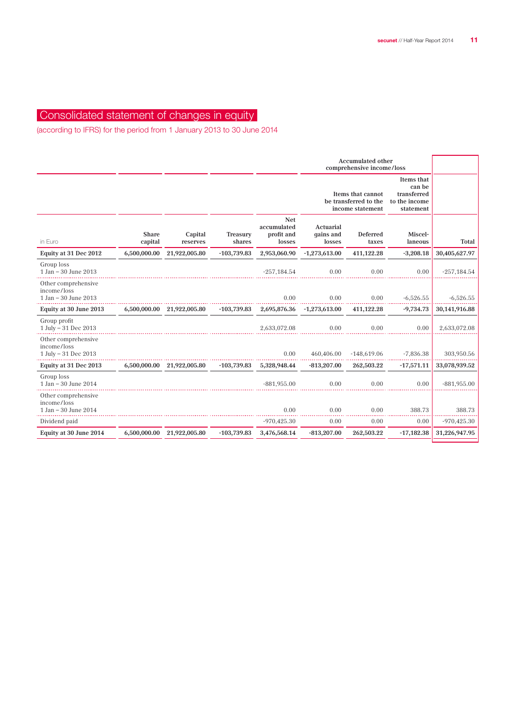# Consolidated statement of changes in equity

(according to IFRS) for the period from 1 January 2013 to 30 June 2014

| | | | | | Accumulated other comprehensive income/loss | | | |
|---|---|---|---|---|---|---|---|---|
| | | | | | Items that cannot be transferred to the income statement | | Items that can be transferred to the income statement | |
| in Euro | Share capital | Capital reserves | Treasury shares | Net accumulated profit and losses | Actuarial gains and losses | Deferred taxes | Miscel-laneous | Total |
| **Equity at 31 Dec 2012** | **6,500,000.00** | **21,922,005.80** | **-103,739.83** | **2,953,060.90** | **-1,273,613.00** | **411,122.28** | **-3,208.18** | **30,405,627.97** |
| Group loss 1 Jan – 30 June 2013 | | | | -257,184.54 | 0.00 | 0.00 | 0.00 | -257,184.54 |
| Other comprehensive income/loss 1 Jan – 30 June 2013 | | | | 0.00 | 0.00 | 0.00 | -6,526.55 | -6,526.55 |
| **Equity at 30 June 2013** | **6,500,000.00** | **21,922,005.80** | **-103,739.83** | **2,695,876.36** | **-1,273,613.00** | **411,122.28** | **-9,734.73** | **30,141,916.88** |
| Group profit 1 July – 31 Dec 2013 | | | | 2,633,072.08 | 0.00 | 0.00 | 0.00 | 2,633,072.08 |
| Other comprehensive income/loss 1 July – 31 Dec 2013 | | | | 0.00 | 460,406.00 | -148,619.06 | -7,836.38 | 303,950.56 |
| **Equity at 31 Dec 2013** | **6,500,000.00** | **21,922,005.80** | **-103,739.83** | **5,328,948.44** | **-813,207.00** | **262,503.22** | **-17,571.11** | **33,078,939.52** |
| Group loss 1 Jan – 30 June 2014 | | | | -881,955.00 | 0.00 | 0.00 | 0.00 | -881,955.00 |
| Other comprehensive income/loss 1 Jan – 30 June 2014 | | | | 0.00 | 0.00 | 0.00 | 388.73 | 388.73 |
| Dividend paid | | | | -970,425.30 | 0.00 | 0.00 | 0.00 | -970,425.30 |
| **Equity at 30 June 2014** | **6,500,000.00** | **21,922,005.80** | **-103,739.83** | **3,476,568.14** | **-813,207.00** | **262,503.22** | **-17,182.38** | **31,226,947.95** |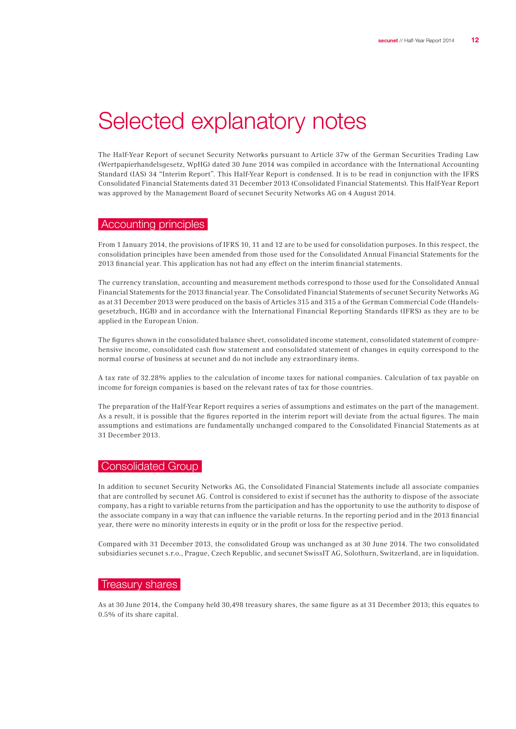# Selected explanatory notes

The Half-Year Report of secunet Security Networks pursuant to Article 37w of the German Securities Trading Law (Wertpapierhandelsgesetz, WpHG) dated 30 June 2014 was compiled in accordance with the International Accounting Standard (IAS) 34 "Interim Report". This Half-Year Report is condensed. It is to be read in conjunction with the IFRS Consolidated Financial Statements dated 31 December 2013 (Consolidated Financial Statements). This Half-Year Report was approved by the Management Board of secunet Security Networks AG on 4 August 2014.

## Accounting principles

From 1 January 2014, the provisions of IFRS 10, 11 and 12 are to be used for consolidation purposes. In this respect, the consolidation principles have been amended from those used for the Consolidated Annual Financial Statements for the 2013 financial year. This application has not had any effect on the interim financial statements.

The currency translation, accounting and measurement methods correspond to those used for the Consolidated Annual Financial Statements for the 2013 financial year. The Consolidated Financial Statements of secunet Security Networks AG as at 31 December 2013 were produced on the basis of Articles 315 and 315 a of the German Commercial Code (Handelsgesetzbuch, HGB) and in accordance with the International Financial Reporting Standards (IFRS) as they are to be applied in the European Union.

The figures shown in the consolidated balance sheet, consolidated income statement, consolidated statement of comprehensive income, consolidated cash flow statement and consolidated statement of changes in equity correspond to the normal course of business at secunet and do not include any extraordinary items.

A tax rate of 32.28% applies to the calculation of income taxes for national companies. Calculation of tax payable on income for foreign companies is based on the relevant rates of tax for those countries.

The preparation of the Half-Year Report requires a series of assumptions and estimates on the part of the management. As a result, it is possible that the figures reported in the interim report will deviate from the actual figures. The main assumptions and estimations are fundamentally unchanged compared to the Consolidated Financial Statements as at 31 December 2013.

## Consolidated Group

In addition to secunet Security Networks AG, the Consolidated Financial Statements include all associate companies that are controlled by secunet AG. Control is considered to exist if secunet has the authority to dispose of the associate company, has a right to variable returns from the participation and has the opportunity to use the authority to dispose of the associate company in a way that can influence the variable returns. In the reporting period and in the 2013 financial year, there were no minority interests in equity or in the profit or loss for the respective period.

Compared with 31 December 2013, the consolidated Group was unchanged as at 30 June 2014. The two consolidated subsidiaries secunet s.r.o., Prague, Czech Republic, and secunet SwissIT AG, Solothurn, Switzerland, are in liquidation.

## Treasury shares

As at 30 June 2014, the Company held 30,498 treasury shares, the same figure as at 31 December 2013; this equates to 0.5% of its share capital.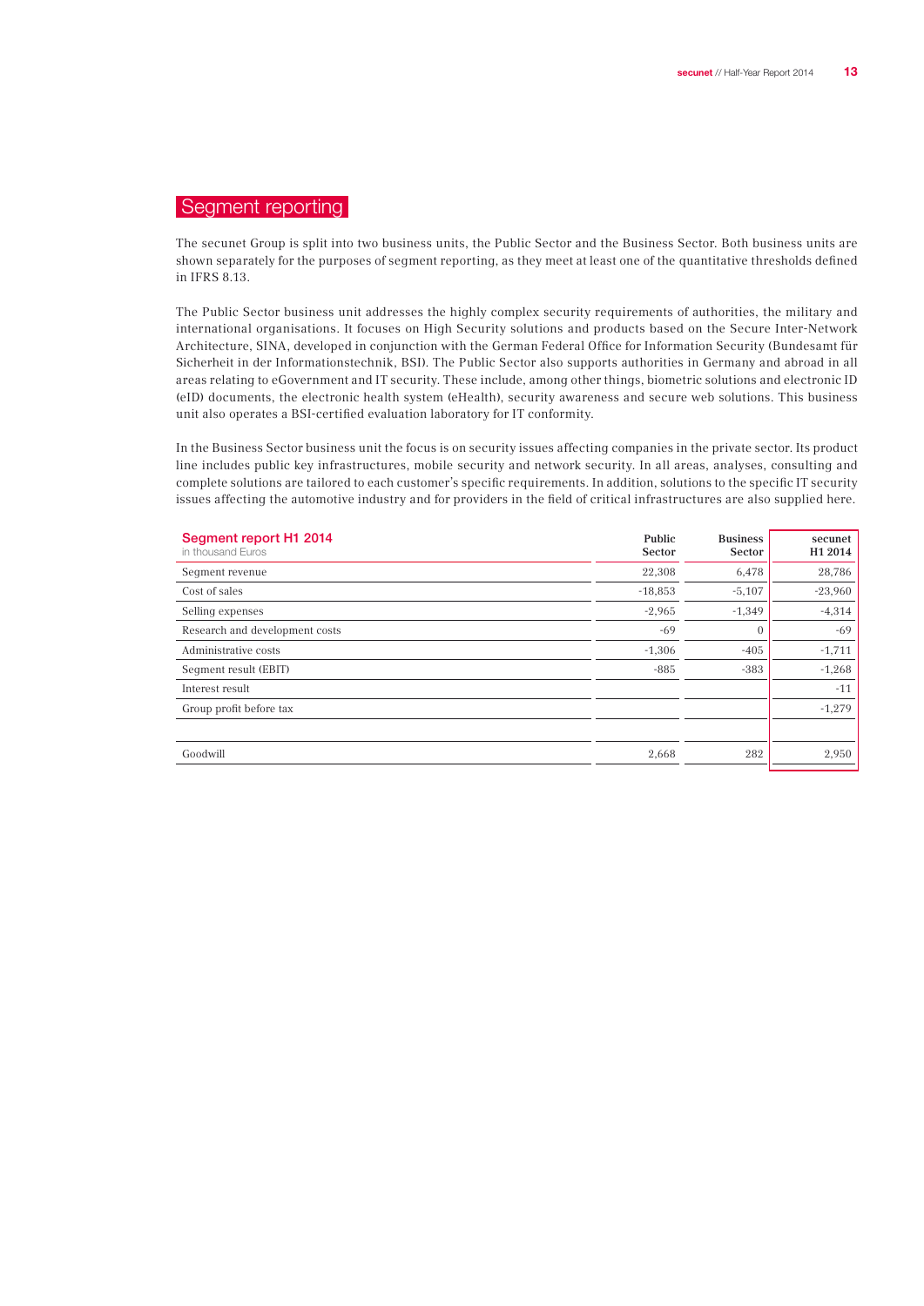## Segment reporting

The secunet Group is split into two business units, the Public Sector and the Business Sector. Both business units are shown separately for the purposes of segment reporting, as they meet at least one of the quantitative thresholds defined in IFRS 8.13.

The Public Sector business unit addresses the highly complex security requirements of authorities, the military and international organisations. It focuses on High Security solutions and products based on the Secure Inter-Network Architecture, SINA, developed in conjunction with the German Federal Office for Information Security (Bundesamt für Sicherheit in der Informationstechnik, BSI). The Public Sector also supports authorities in Germany and abroad in all areas relating to eGovernment and IT security. These include, among other things, biometric solutions and electronic ID (eID) documents, the electronic health system (eHealth), security awareness and secure web solutions. This business unit also operates a BSI-certified evaluation laboratory for IT conformity.

In the Business Sector business unit the focus is on security issues affecting companies in the private sector. Its product line includes public key infrastructures, mobile security and network security. In all areas, analyses, consulting and complete solutions are tailored to each customer's specific requirements. In addition, solutions to the specific IT security issues affecting the automotive industry and for providers in the field of critical infrastructures are also supplied here.

| Segment report H1 2014<br>in thousand Euros | Public Sector | Business Sector | secunet H1 2014 |
|---|---|---|---|
| Segment revenue | 22,308 | 6,478 | 28,786 |
| Cost of sales | -18,853 | -5,107 | -23,960 |
| Selling expenses | -2,965 | -1,349 | -4,314 |
| Research and development costs | -69 | 0 | -69 |
| Administrative costs | -1,306 | -405 | -1,711 |
| Segment result (EBIT) | -885 | -383 | -1,268 |
| Interest result | | | -11 |
| Group profit before tax | | | -1,279 |
| | | | |
| Goodwill | 2,668 | 282 | 2,950 |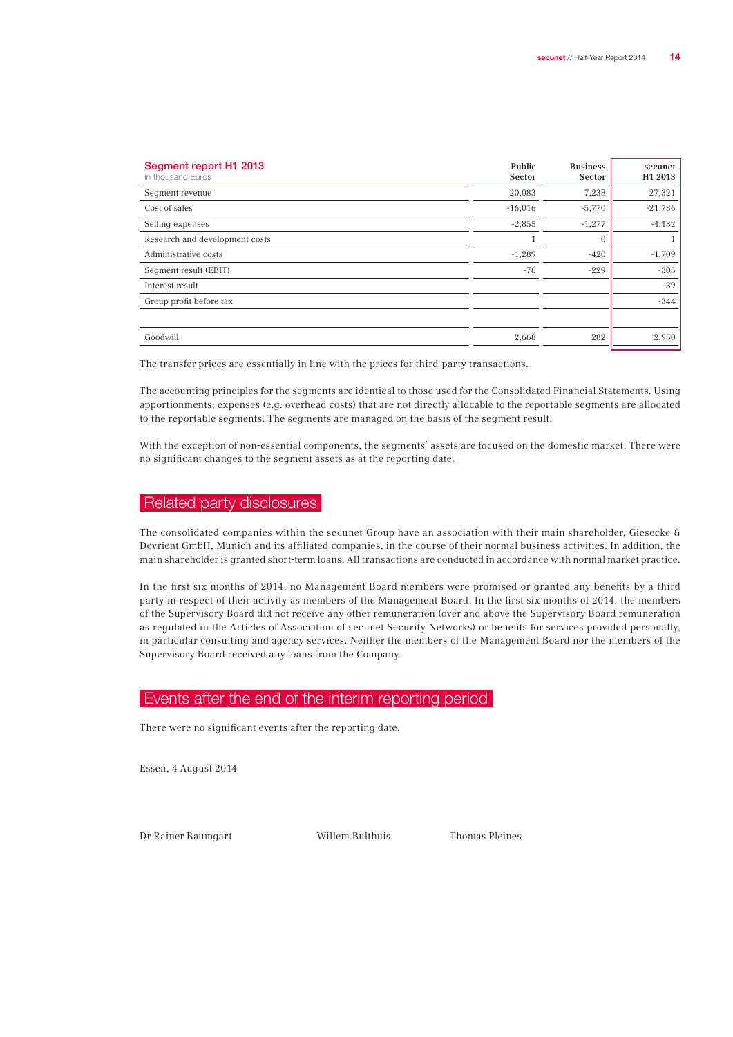## Segment report H1 2013

in thousand Euros

| | Public Sector | Business Sector | secunet H1 2013 |
|---|---|---|---|
| Segment revenue | 20,083 | 7,238 | 27,321 |
| Cost of sales | -16,016 | -5,770 | -21,786 |
| Selling expenses | -2,855 | -1,277 | -4,132 |
| Research and development costs | 1 | 0 | 1 |
| Administrative costs | -1,289 | -420 | -1,709 |
| Segment result (EBIT) | -76 | -229 | -305 |
| Interest result | | | -39 |
| Group profit before tax | | | -344 |
| | | | |
| Goodwill | 2,668 | 282 | 2,950 |

The transfer prices are essentially in line with the prices for third-party transactions.

The accounting principles for the segments are identical to those used for the Consolidated Financial Statements. Using apportionments, expenses (e.g. overhead costs) that are not directly allocable to the reportable segments are allocated to the reportable segments. The segments are managed on the basis of the segment result.

With the exception of non-essential components, the segments' assets are focused on the domestic market. There were no significant changes to the segment assets as at the reporting date.

## Related party disclosures

The consolidated companies within the secunet Group have an association with their main shareholder, Giesecke & Devrient GmbH, Munich and its affiliated companies, in the course of their normal business activities. In addition, the main shareholder is granted short-term loans. All transactions are conducted in accordance with normal market practice.

In the first six months of 2014, no Management Board members were promised or granted any benefits by a third party in respect of their activity as members of the Management Board. In the first six months of 2014, the members of the Supervisory Board did not receive any other remuneration (over and above the Supervisory Board remuneration as regulated in the Articles of Association of secunet Security Networks) or benefits for services provided personally, in particular consulting and agency services. Neither the members of the Management Board nor the members of the Supervisory Board received any loans from the Company.

## Events after the end of the interim reporting period

There were no significant events after the reporting date.

Essen, 4 August 2014

Dr Rainer Baumgart Willem Bulthuis Thomas Pleines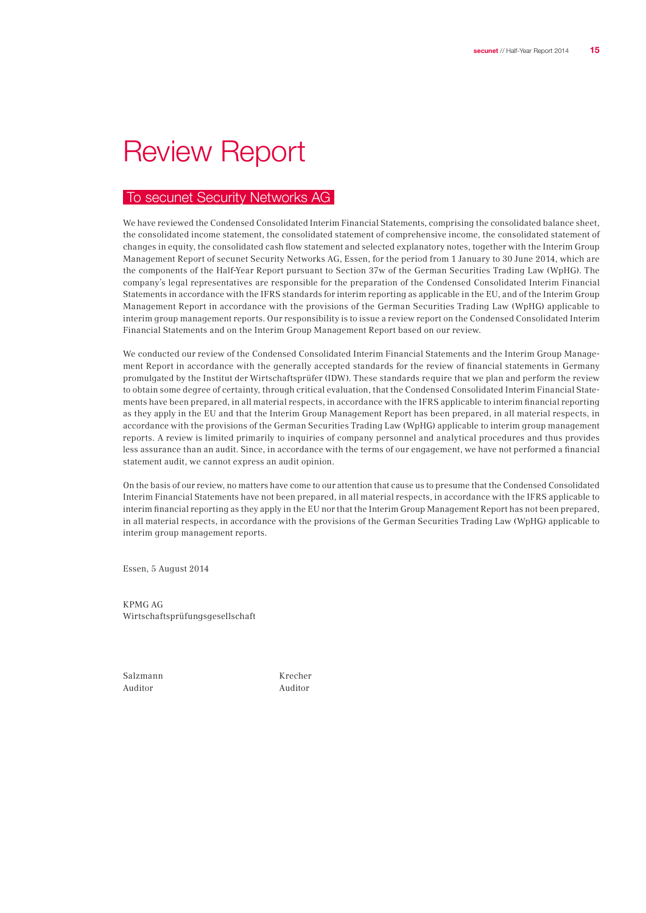# Review Report

## To secunet Security Networks AG

We have reviewed the Condensed Consolidated Interim Financial Statements, comprising the consolidated balance sheet, the consolidated income statement, the consolidated statement of comprehensive income, the consolidated statement of changes in equity, the consolidated cash flow statement and selected explanatory notes, together with the Interim Group Management Report of secunet Security Networks AG, Essen, for the period from 1 January to 30 June 2014, which are the components of the Half-Year Report pursuant to Section 37w of the German Securities Trading Law (WpHG). The company's legal representatives are responsible for the preparation of the Condensed Consolidated Interim Financial Statements in accordance with the IFRS standards for interim reporting as applicable in the EU, and of the Interim Group Management Report in accordance with the provisions of the German Securities Trading Law (WpHG) applicable to interim group management reports. Our responsibility is to issue a review report on the Condensed Consolidated Interim Financial Statements and on the Interim Group Management Report based on our review.

We conducted our review of the Condensed Consolidated Interim Financial Statements and the Interim Group Management Report in accordance with the generally accepted standards for the review of financial statements in Germany promulgated by the Institut der Wirtschaftsprüfer (IDW). These standards require that we plan and perform the review to obtain some degree of certainty, through critical evaluation, that the Condensed Consolidated Interim Financial Statements have been prepared, in all material respects, in accordance with the IFRS applicable to interim financial reporting as they apply in the EU and that the Interim Group Management Report has been prepared, in all material respects, in accordance with the provisions of the German Securities Trading Law (WpHG) applicable to interim group management reports. A review is limited primarily to inquiries of company personnel and analytical procedures and thus provides less assurance than an audit. Since, in accordance with the terms of our engagement, we have not performed a financial statement audit, we cannot express an audit opinion.

On the basis of our review, no matters have come to our attention that cause us to presume that the Condensed Consolidated Interim Financial Statements have not been prepared, in all material respects, in accordance with the IFRS applicable to interim financial reporting as they apply in the EU nor that the Interim Group Management Report has not been prepared, in all material respects, in accordance with the provisions of the German Securities Trading Law (WpHG) applicable to interim group management reports.

Essen, 5 August 2014

KPMG AG
Wirtschaftsprüfungsgesellschaft

Salzmann
Auditor

Krecher
Auditor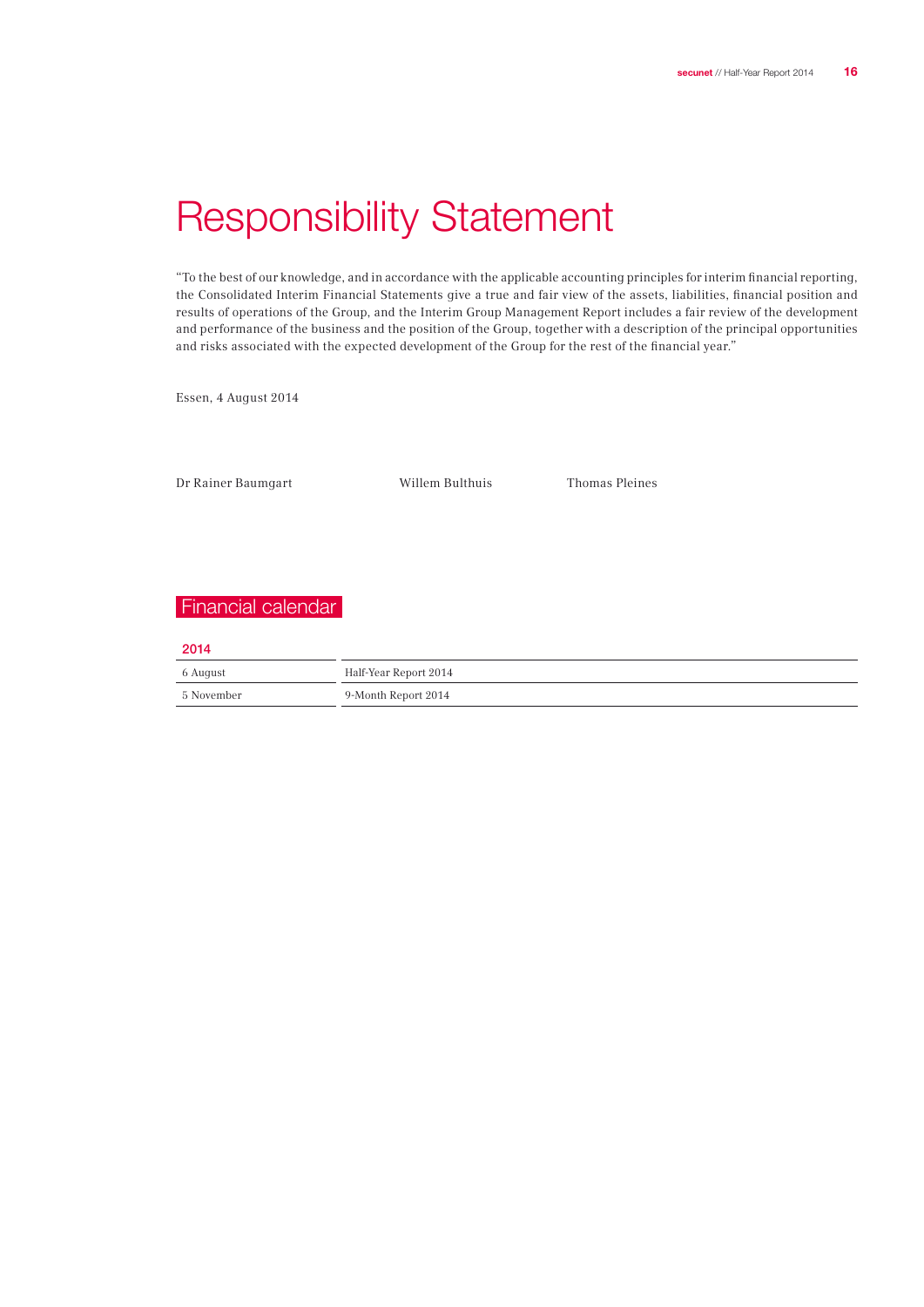# Responsibility Statement

"To the best of our knowledge, and in accordance with the applicable accounting principles for interim financial reporting, the Consolidated Interim Financial Statements give a true and fair view of the assets, liabilities, financial position and results of operations of the Group, and the Interim Group Management Report includes a fair review of the development and performance of the business and the position of the Group, together with a description of the principal opportunities and risks associated with the expected development of the Group for the rest of the financial year."

Essen, 4 August 2014

Dr Rainer Baumgart Willem Bulthuis Thomas Pleines

## Financial calendar

| 2014 | |
|---|---|
| 6 August | Half-Year Report 2014 |
| 5 November | 9-Month Report 2014 |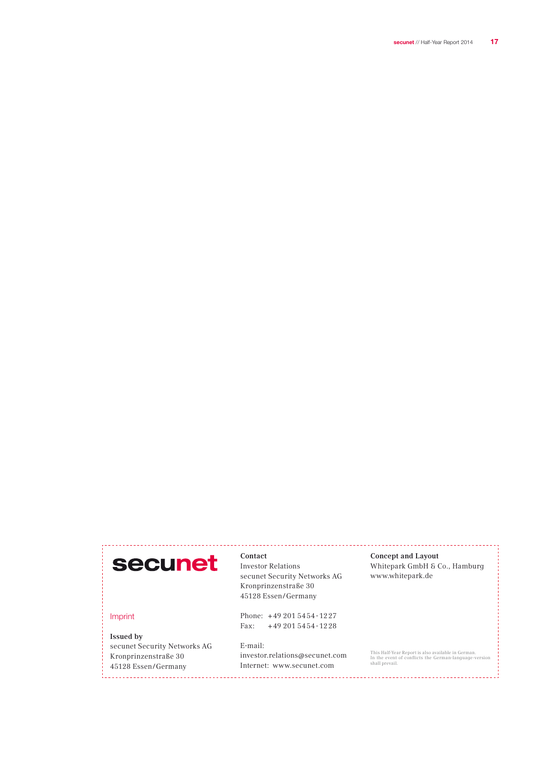secunet

## Imprint

**Issued by**
secunet Security Networks AG
Kronprinzenstraße 30
45128 Essen/Germany

**Contact**
Investor Relations
secunet Security Networks AG
Kronprinzenstraße 30
45128 Essen/Germany

Phone: +49 201 5454-1227
Fax: +49 201 5454-1228

E-mail:
investor.relations@secunet.com
Internet: www.secunet.com

**Concept and Layout**
Whitepark GmbH & Co., Hamburg
www.whitepark.de

This Half-Year Report is also available in German.
In the event of conflicts the German-language-version shall prevail.